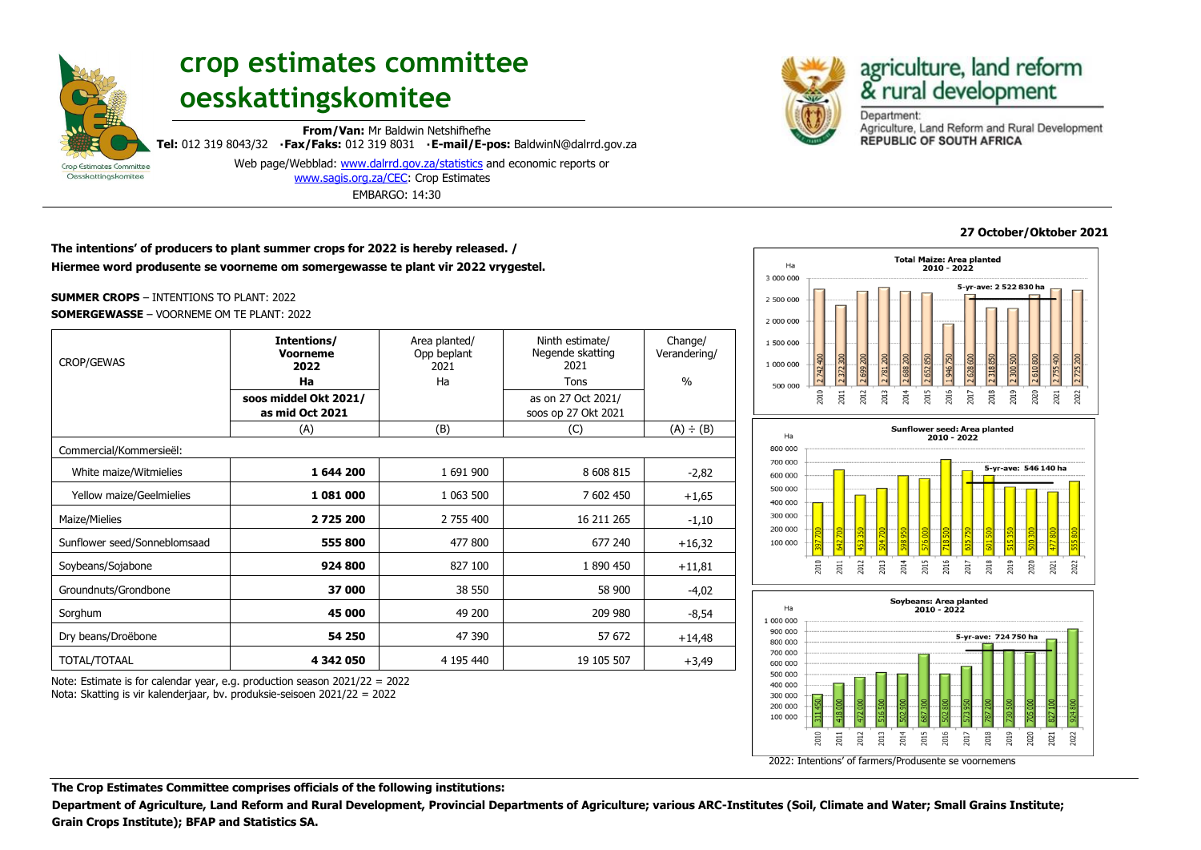# crop estimates committee
# oesskattingskomitee

**From/Van:** Mr Baldwin Netshifhefhe
**Tel:** 012 319 8043/32 ·**Fax/Faks:** 012 319 8031 ·**E-mail/E-pos:** BaldwinN@dalrrd.gov.za
Web page/Webblad: www.dalrrd.gov.za/statistics and economic reports or www.sagis.org.za/CEC: Crop Estimates
EMBARGO: 14:30

agriculture, land reform & rural development
Department: Agriculture, Land Reform and Rural Development
**REPUBLIC OF SOUTH AFRICA**

**27 October/Oktober 2021**

**The intentions' of producers to plant summer crops for 2022 is hereby released. /**
**Hiermee word produsente se voorneme om somergewasse te plant vir 2022 vrygestel.**

**SUMMER CROPS** – INTENTIONS TO PLANT: 2022
**SOMERGEWASSE** – VOORNEME OM TE PLANT: 2022

| CROP/GEWAS | Intentions/ Voorneme 2022 Ha soos middel Okt 2021/ as mid Oct 2021 | Area planted/ Opp beplant 2021 Ha | Ninth estimate/ Negende skatting 2021 Tons as on 27 Oct 2021/ soos op 27 Okt 2021 | Change/ Verandering/ % |
|---|---|---|---|---|
| | (A) | (B) | (C) | (A) ÷ (B) |
| Commercial/Kommersieël: | | | | |
| White maize/Witmielies | **1 644 200** | 1 691 900 | 8 608 815 | -2,82 |
| Yellow maize/Geelmielies | **1 081 000** | 1 063 500 | 7 602 450 | +1,65 |
| Maize/Mielies | **2 725 200** | 2 755 400 | 16 211 265 | -1,10 |
| Sunflower seed/Sonneblomsaad | **555 800** | 477 800 | 677 240 | +16,32 |
| Soybeans/Sojabone | **924 800** | 827 100 | 1 890 450 | +11,81 |
| Groundnuts/Grondbone | **37 000** | 38 550 | 58 900 | -4,02 |
| Sorghum | **45 000** | 49 200 | 209 980 | -8,54 |
| Dry beans/Droëbone | **54 250** | 47 390 | 57 672 | +14,48 |
| TOTAL/TOTAAL | **4 342 050** | 4 195 440 | 19 105 507 | +3,49 |

Note: Estimate is for calendar year, e.g. production season 2021/22 = 2022
Nota: Skatting is vir kalenderjaar, bv. produksie-seisoen 2021/22 = 2022

**Total Maize: Area planted 2010 - 2022** (Ha) — 5-yr-ave: 2 522 830 ha

| 2010 | 2011 | 2012 | 2013 | 2014 | 2015 | 2016 | 2017 | 2018 | 2019 | 2020 | 2021 | 2022 |
|---|---|---|---|---|---|---|---|---|---|---|---|---|
| 2 742 400 | 2 372 300 | 2 699 200 | 2 781 200 | 2 688 200 | 2 652 850 | 1 946 750 | 2 628 600 | 2 318 850 | 2 300 500 | 2 610 800 | 2 755 400 | 2 725 200 |

**Sunflower seed: Area planted 2010 - 2022** (Ha) — 5-yr-ave: 546 140 ha

| 2010 | 2011 | 2012 | 2013 | 2014 | 2015 | 2016 | 2017 | 2018 | 2019 | 2020 | 2021 | 2022 |
|---|---|---|---|---|---|---|---|---|---|---|---|---|
| 397 700 | 642 700 | 453 350 | 504 700 | 598 950 | 576 000 | 718 500 | 635 750 | 601 500 | 515 350 | 500 300 | 477 800 | 555 800 |

**Soybeans: Area planted 2010 - 2022** (Ha) — 5-yr-ave: 724 750 ha

| 2010 | 2011 | 2012 | 2013 | 2014 | 2015 | 2016 | 2017 | 2018 | 2019 | 2020 | 2021 | 2022 |
|---|---|---|---|---|---|---|---|---|---|---|---|---|
| 311 450 | 418 000 | 472 000 | 516 500 | 502 900 | 687 300 | 502 800 | 573 950 | 787 200 | 730 500 | 705 000 | 827 100 | 924 800 |

2022: Intentions' of farmers/Produsente se voornemens

**The Crop Estimates Committee comprises officials of the following institutions:**
**Department of Agriculture, Land Reform and Rural Development, Provincial Departments of Agriculture; various ARC-Institutes (Soil, Climate and Water; Small Grains Institute; Grain Crops Institute); BFAP and Statistics SA.**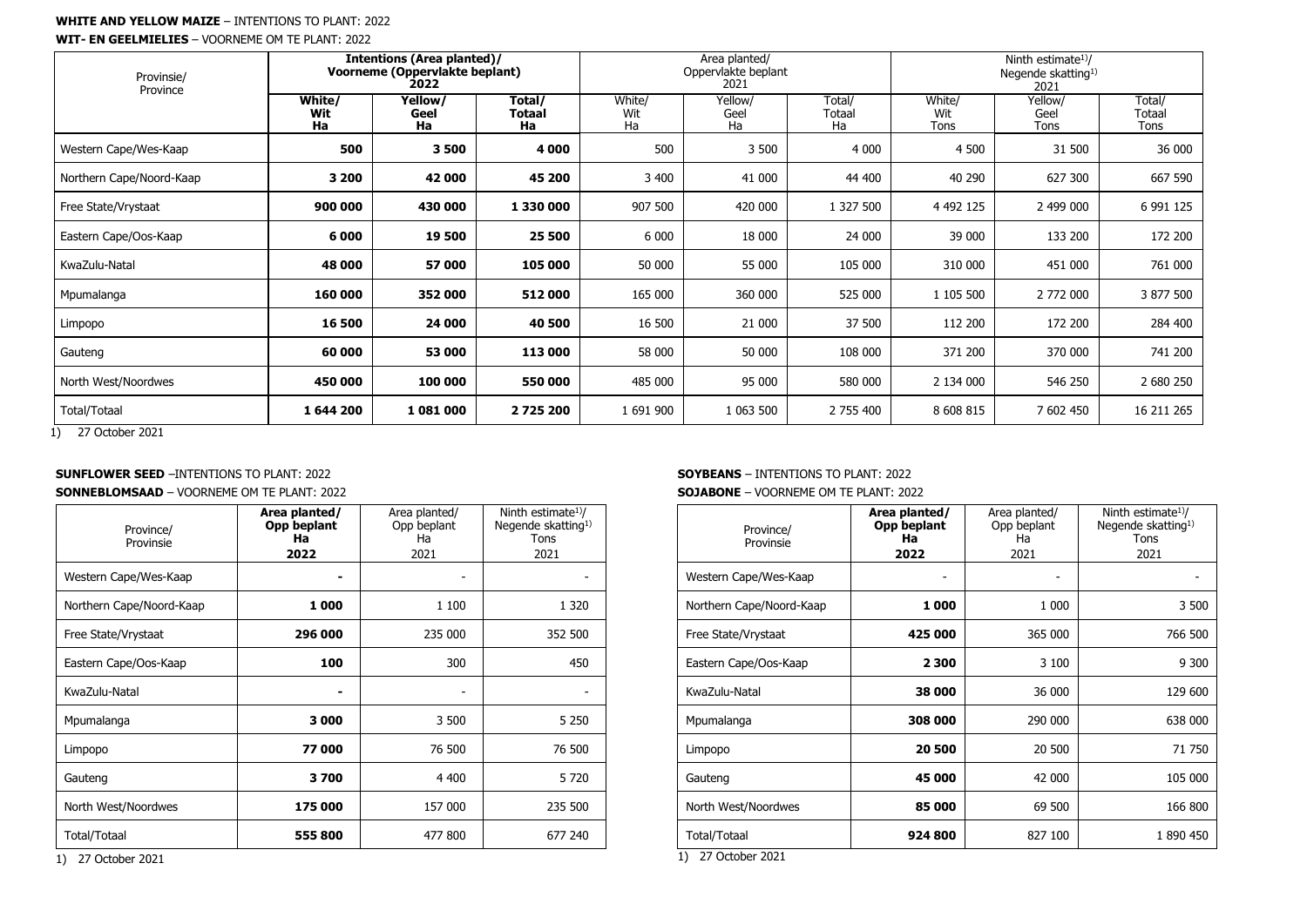**WHITE AND YELLOW MAIZE** – INTENTIONS TO PLANT: 2022

**WIT- EN GEELMIELIES** – VOORNEME OM TE PLANT: 2022

| Provinsie/ Province | **Intentions (Area planted)/ Voorneme (Oppervlakte beplant) 2022** | | | Area planted/ Oppervlakte beplant 2021 | | | Ninth estimate[1]/ Negende skatting[1] 2021 | | |
|---|---|---|---|---|---|---|---|---|---|
| | **White/ Wit Ha** | **Yellow/ Geel Ha** | **Total/ Totaal Ha** | White/ Wit Ha | Yellow/ Geel Ha | Total/ Totaal Ha | White/ Wit Tons | Yellow/ Geel Tons | Total/ Totaal Tons |
| Western Cape/Wes-Kaap | **500** | **3 500** | **4 000** | 500 | 3 500 | 4 000 | 4 500 | 31 500 | 36 000 |
| Northern Cape/Noord-Kaap | **3 200** | **42 000** | **45 200** | 3 400 | 41 000 | 44 400 | 40 290 | 627 300 | 667 590 |
| Free State/Vrystaat | **900 000** | **430 000** | **1 330 000** | 907 500 | 420 000 | 1 327 500 | 4 492 125 | 2 499 000 | 6 991 125 |
| Eastern Cape/Oos-Kaap | **6 000** | **19 500** | **25 500** | 6 000 | 18 000 | 24 000 | 39 000 | 133 200 | 172 200 |
| KwaZulu-Natal | **48 000** | **57 000** | **105 000** | 50 000 | 55 000 | 105 000 | 310 000 | 451 000 | 761 000 |
| Mpumalanga | **160 000** | **352 000** | **512 000** | 165 000 | 360 000 | 525 000 | 1 105 500 | 2 772 000 | 3 877 500 |
| Limpopo | **16 500** | **24 000** | **40 500** | 16 500 | 21 000 | 37 500 | 112 200 | 172 200 | 284 400 |
| Gauteng | **60 000** | **53 000** | **113 000** | 58 000 | 50 000 | 108 000 | 371 200 | 370 000 | 741 200 |
| North West/Noordwes | **450 000** | **100 000** | **550 000** | 485 000 | 95 000 | 580 000 | 2 134 000 | 546 250 | 2 680 250 |
| Total/Totaal | **1 644 200** | **1 081 000** | **2 725 200** | 1 691 900 | 1 063 500 | 2 755 400 | 8 608 815 | 7 602 450 | 16 211 265 |

1) 27 October 2021

**SUNFLOWER SEED** –INTENTIONS TO PLANT: 2022

**SONNEBLOMSAAD** – VOORNEME OM TE PLANT: 2022

| Province/ Provinsie | **Area planted/ Opp beplant Ha 2022** | Area planted/ Opp beplant Ha 2021 | Ninth estimate[1]/ Negende skatting[1] Tons 2021 |
|---|---|---|---|
| Western Cape/Wes-Kaap | **-** | - | - |
| Northern Cape/Noord-Kaap | **1 000** | 1 100 | 1 320 |
| Free State/Vrystaat | **296 000** | 235 000 | 352 500 |
| Eastern Cape/Oos-Kaap | **100** | 300 | 450 |
| KwaZulu-Natal | **-** | - | - |
| Mpumalanga | **3 000** | 3 500 | 5 250 |
| Limpopo | **77 000** | 76 500 | 76 500 |
| Gauteng | **3 700** | 4 400 | 5 720 |
| North West/Noordwes | **175 000** | 157 000 | 235 500 |
| Total/Totaal | **555 800** | 477 800 | 677 240 |

1) 27 October 2021

**SOYBEANS** – INTENTIONS TO PLANT: 2022

**SOJABONE** – VOORNEME OM TE PLANT: 2022

| Province/ Provinsie | **Area planted/ Opp beplant Ha 2022** | Area planted/ Opp beplant Ha 2021 | Ninth estimate[1]/ Negende skatting[1] Tons 2021 |
|---|---|---|---|
| Western Cape/Wes-Kaap | - | - | - |
| Northern Cape/Noord-Kaap | **1 000** | 1 000 | 3 500 |
| Free State/Vrystaat | **425 000** | 365 000 | 766 500 |
| Eastern Cape/Oos-Kaap | **2 300** | 3 100 | 9 300 |
| KwaZulu-Natal | **38 000** | 36 000 | 129 600 |
| Mpumalanga | **308 000** | 290 000 | 638 000 |
| Limpopo | **20 500** | 20 500 | 71 750 |
| Gauteng | **45 000** | 42 000 | 105 000 |
| North West/Noordwes | **85 000** | 69 500 | 166 800 |
| Total/Totaal | **924 800** | 827 100 | 1 890 450 |

1) 27 October 2021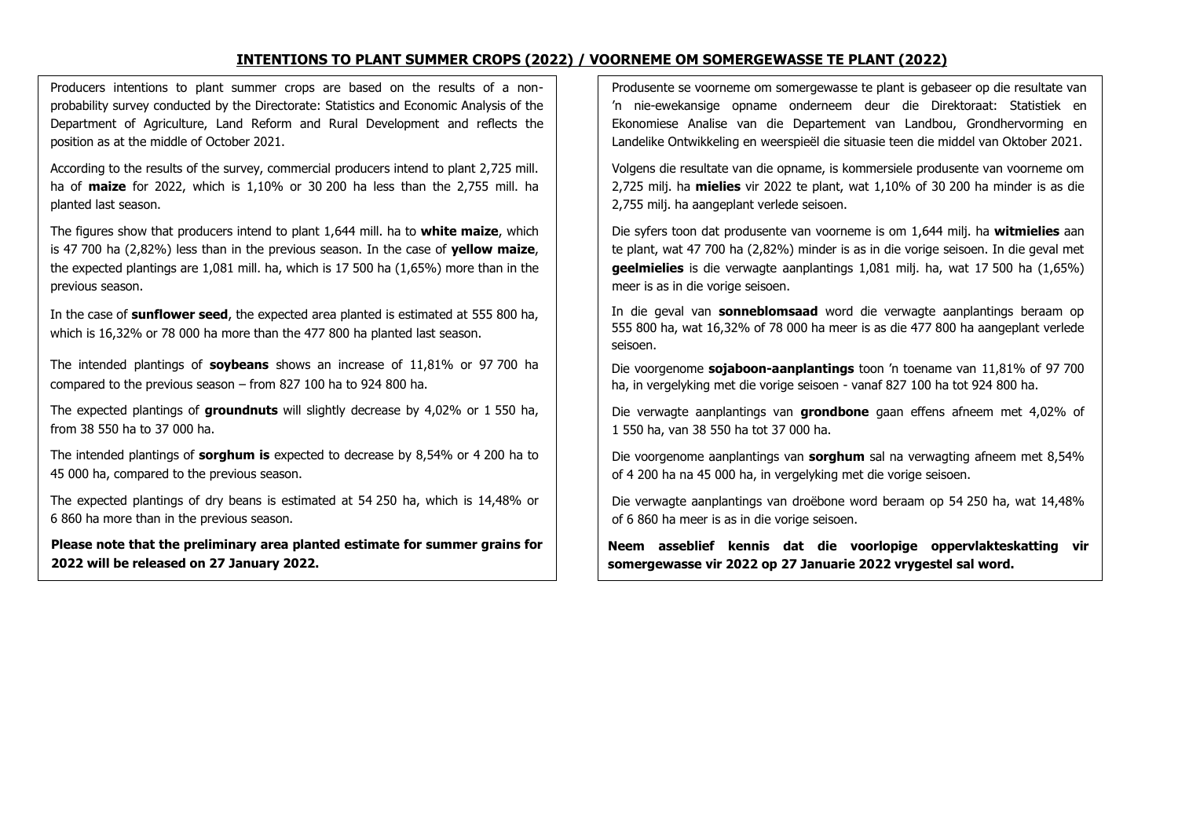## INTENTIONS TO PLANT SUMMER CROPS (2022) / VOORNEME OM SOMERGEWASSE TE PLANT (2022)

Producers intentions to plant summer crops are based on the results of a non-probability survey conducted by the Directorate: Statistics and Economic Analysis of the Department of Agriculture, Land Reform and Rural Development and reflects the position as at the middle of October 2021.

According to the results of the survey, commercial producers intend to plant 2,725 mill. ha of **maize** for 2022, which is 1,10% or 30 200 ha less than the 2,755 mill. ha planted last season.

The figures show that producers intend to plant 1,644 mill. ha to **white maize**, which is 47 700 ha (2,82%) less than in the previous season. In the case of **yellow maize**, the expected plantings are 1,081 mill. ha, which is 17 500 ha (1,65%) more than in the previous season.

In the case of **sunflower seed**, the expected area planted is estimated at 555 800 ha, which is 16,32% or 78 000 ha more than the 477 800 ha planted last season.

The intended plantings of **soybeans** shows an increase of 11,81% or 97 700 ha compared to the previous season – from 827 100 ha to 924 800 ha.

The expected plantings of **groundnuts** will slightly decrease by 4,02% or 1 550 ha, from 38 550 ha to 37 000 ha.

The intended plantings of **sorghum is** expected to decrease by 8,54% or 4 200 ha to 45 000 ha, compared to the previous season.

The expected plantings of dry beans is estimated at 54 250 ha, which is 14,48% or 6 860 ha more than in the previous season.

**Please note that the preliminary area planted estimate for summer grains for 2022 will be released on 27 January 2022.**

Produsente se voorneme om somergewasse te plant is gebaseer op die resultate van 'n nie-ewekansige opname onderneem deur die Direktoraat: Statistiek en Ekonomiese Analise van die Departement van Landbou, Grondhervorming en Landelike Ontwikkeling en weerspieël die situasie teen die middel van Oktober 2021.

Volgens die resultate van die opname, is kommersiele produsente van voorneme om 2,725 milj. ha **mielies** vir 2022 te plant, wat 1,10% of 30 200 ha minder is as die 2,755 milj. ha aangeplant verlede seisoen.

Die syfers toon dat produsente van voorneme is om 1,644 milj. ha **witmielies** aan te plant, wat 47 700 ha (2,82%) minder is as in die vorige seisoen. In die geval met **geelmielies** is die verwagte aanplantings 1,081 milj. ha, wat 17 500 ha (1,65%) meer is as in die vorige seisoen.

In die geval van **sonneblomsaad** word die verwagte aanplantings beraam op 555 800 ha, wat 16,32% of 78 000 ha meer is as die 477 800 ha aangeplant verlede seisoen.

Die voorgenome **sojaboon-aanplantings** toon 'n toename van 11,81% of 97 700 ha, in vergelyking met die vorige seisoen - vanaf 827 100 ha tot 924 800 ha.

Die verwagte aanplantings van **grondbone** gaan effens afneem met 4,02% of 1 550 ha, van 38 550 ha tot 37 000 ha.

Die voorgenome aanplantings van **sorghum** sal na verwagting afneem met 8,54% of 4 200 ha na 45 000 ha, in vergelyking met die vorige seisoen.

Die verwagte aanplantings van droëbone word beraam op 54 250 ha, wat 14,48% of 6 860 ha meer is as in die vorige seisoen.

**Neem asseblief kennis dat die voorlopige oppervlakteskatting vir somergewasse vir 2022 op 27 Januarie 2022 vrygestel sal word.**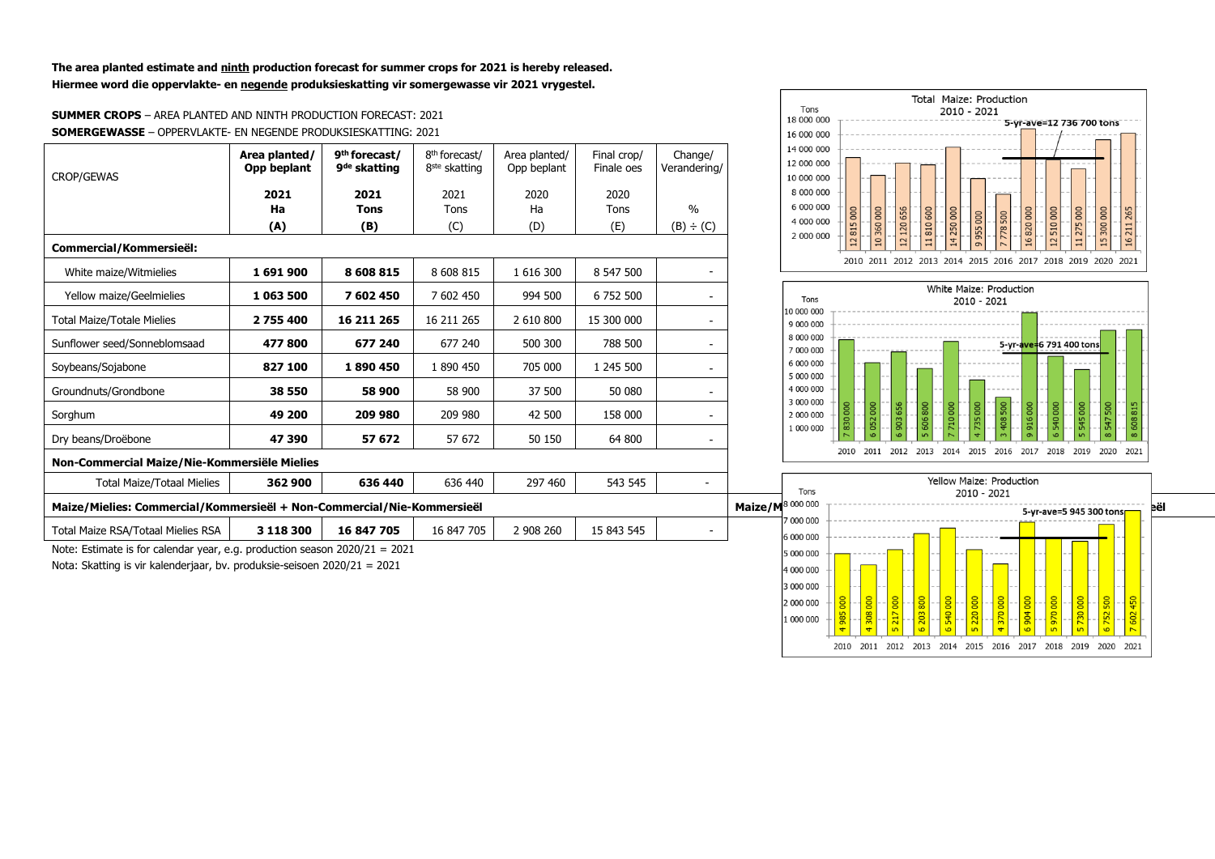**The area planted estimate and ninth production forecast for summer crops for 2021 is hereby released.**
**Hiermee word die oppervlakte- en negende produksieskatting vir somergewasse vir 2021 vrygestel.**

**SUMMER CROPS** – AREA PLANTED AND NINTH PRODUCTION FORECAST: 2021
**SOMERGEWASSE** – OPPERVLAKTE- EN NEGENDE PRODUKSIESKATTING: 2021

| CROP/GEWAS | Area planted/ Opp beplant 2021 Ha (A) | 9th forecast/ 9de skatting 2021 Tons (B) | 8th forecast/ 8ste skatting 2021 Tons (C) | Area planted/ Opp beplant 2020 Ha (D) | Final crop/ Finale oes 2020 Tons (E) | Change/ Verandering/ % (B) ÷ (C) |
|---|---|---|---|---|---|---|
| **Commercial/Kommersieël:** | | | | | | |
| White maize/Witmielies | **1 691 900** | **8 608 815** | 8 608 815 | 1 616 300 | 8 547 500 | - |
| Yellow maize/Geelmielies | **1 063 500** | **7 602 450** | 7 602 450 | 994 500 | 6 752 500 | - |
| Total Maize/Totale Mielies | **2 755 400** | **16 211 265** | 16 211 265 | 2 610 800 | 15 300 000 | - |
| Sunflower seed/Sonneblomsaad | **477 800** | **677 240** | 677 240 | 500 300 | 788 500 | - |
| Soybeans/Sojabone | **827 100** | **1 890 450** | 1 890 450 | 705 000 | 1 245 500 | - |
| Groundnuts/Grondbone | **38 550** | **58 900** | 58 900 | 37 500 | 50 080 | - |
| Sorghum | **49 200** | **209 980** | 209 980 | 42 500 | 158 000 | - |
| Dry beans/Droëbone | **47 390** | **57 672** | 57 672 | 50 150 | 64 800 | - |
| **Non-Commercial Maize/Nie-Kommersiële Mielies** | | | | | | |
| Total Maize/Totaal Mielies | **362 900** | **636 440** | 636 440 | 297 460 | 543 545 | - |
| **Maize/Mielies: Commercial/Kommersieël + Non-Commercial/Nie-Kommersieël** | | | | | | |
| Total Maize RSA/Totaal Mielies RSA | **3 118 300** | **16 847 705** | 16 847 705 | 2 908 260 | 15 843 545 | - |

Note: Estimate is for calendar year, e.g. production season 2020/21 = 2021
Nota: Skatting is vir kalenderjaar, bv. produksie-seisoen 2020/21 = 2021

**Total Maize: Production 2010 - 2021** (Tons; 5-yr-ave=12 736 700 tons)

| Year | 2010 | 2011 | 2012 | 2013 | 2014 | 2015 | 2016 | 2017 | 2018 | 2019 | 2020 | 2021 |
|---|---|---|---|---|---|---|---|---|---|---|---|---|
| Tons | 12 815 000 | 10 360 000 | 12 120 656 | 11 810 600 | 14 250 000 | 9 955 000 | 7 778 500 | 16 820 000 | 12 510 000 | 11 275 000 | 15 300 000 | 16 211 265 |

**White Maize: Production 2010 - 2021** (Tons; 5-yr-ave=6 791 400 tons)

| Year | 2010 | 2011 | 2012 | 2013 | 2014 | 2015 | 2016 | 2017 | 2018 | 2019 | 2020 | 2021 |
|---|---|---|---|---|---|---|---|---|---|---|---|---|
| Tons | 7 830 000 | 6 052 000 | 6 903 656 | 5 606 800 | 7 710 000 | 4 735 000 | 3 408 500 | 9 916 000 | 6 540 000 | 5 545 000 | 8 547 500 | 8 608 815 |

**Yellow Maize: Production 2010 - 2021** (Tons; 5-yr-ave=5 945 300 tons)

| Year | 2010 | 2011 | 2012 | 2013 | 2014 | 2015 | 2016 | 2017 | 2018 | 2019 | 2020 | 2021 |
|---|---|---|---|---|---|---|---|---|---|---|---|---|
| Tons | 4 985 000 | 4 308 000 | 5 217 000 | 6 203 800 | 6 540 000 | 5 220 000 | 4 370 000 | 6 904 000 | 5 970 000 | 5 730 000 | 6 752 500 | 7 602 450 |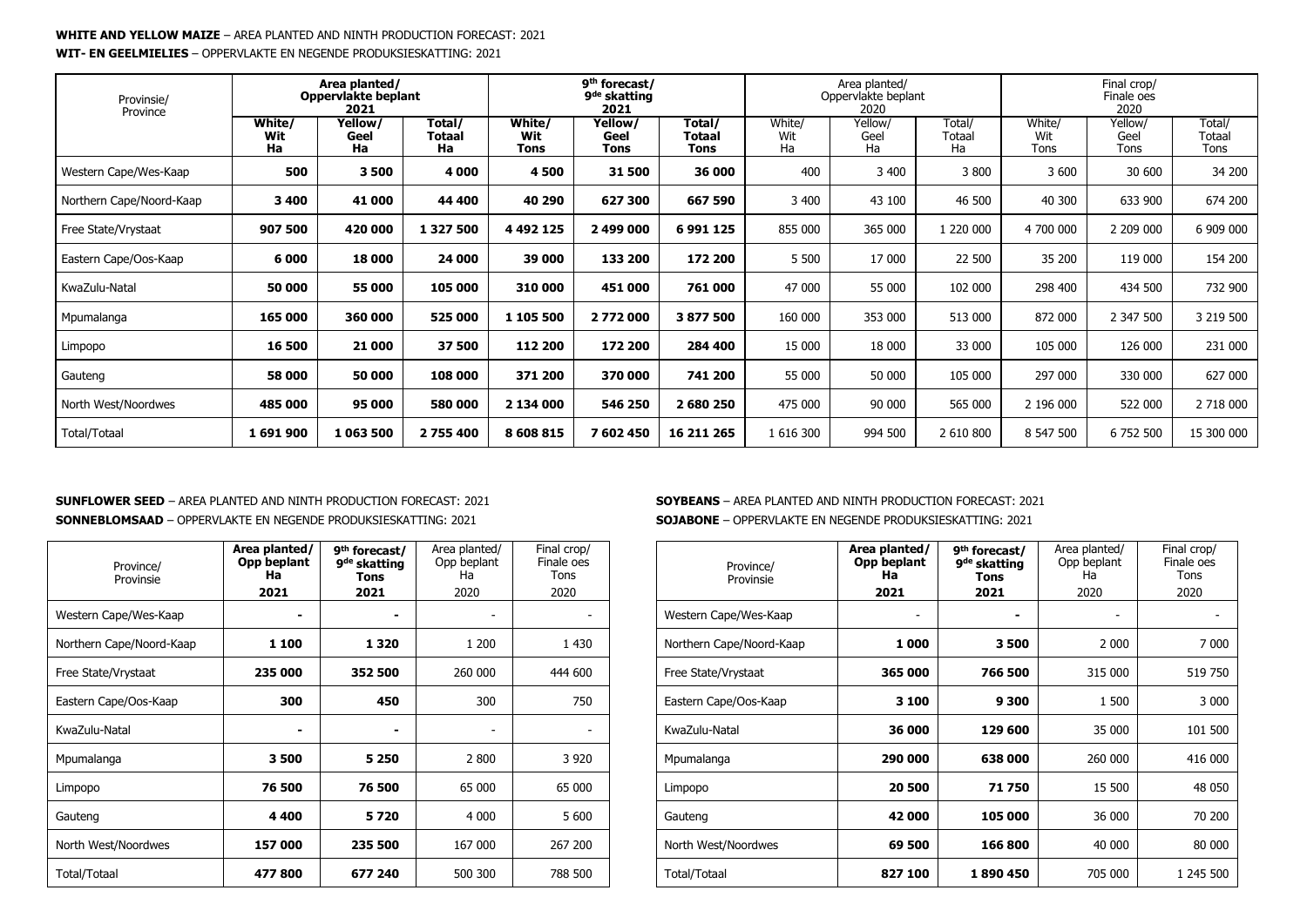**WHITE AND YELLOW MAIZE** – AREA PLANTED AND NINTH PRODUCTION FORECAST: 2021

**WIT- EN GEELMIELIES** – OPPERVLAKTE EN NEGENDE PRODUKSIESKATTING: 2021

| Provinsie/ Province | Area planted/ Oppervlakte beplant 2021 | | | 9th forecast/ 9de skatting 2021 | | | Area planted/ Oppervlakte beplant 2020 | | | Final crop/ Finale oes 2020 | | |
|---|---|---|---|---|---|---|---|---|---|---|---|---|
| | White/ Wit Ha | Yellow/ Geel Ha | Total/ Totaal Ha | White/ Wit Tons | Yellow/ Geel Tons | Total/ Totaal Tons | White/ Wit Ha | Yellow/ Geel Ha | Total/ Totaal Ha | White/ Wit Tons | Yellow/ Geel Tons | Total/ Totaal Tons |
| Western Cape/Wes-Kaap | **500** | **3 500** | **4 000** | **4 500** | **31 500** | **36 000** | 400 | 3 400 | 3 800 | 3 600 | 30 600 | 34 200 |
| Northern Cape/Noord-Kaap | **3 400** | **41 000** | **44 400** | **40 290** | **627 300** | **667 590** | 3 400 | 43 100 | 46 500 | 40 300 | 633 900 | 674 200 |
| Free State/Vrystaat | **907 500** | **420 000** | **1 327 500** | **4 492 125** | **2 499 000** | **6 991 125** | 855 000 | 365 000 | 1 220 000 | 4 700 000 | 2 209 000 | 6 909 000 |
| Eastern Cape/Oos-Kaap | **6 000** | **18 000** | **24 000** | **39 000** | **133 200** | **172 200** | 5 500 | 17 000 | 22 500 | 35 200 | 119 000 | 154 200 |
| KwaZulu-Natal | **50 000** | **55 000** | **105 000** | **310 000** | **451 000** | **761 000** | 47 000 | 55 000 | 102 000 | 298 400 | 434 500 | 732 900 |
| Mpumalanga | **165 000** | **360 000** | **525 000** | **1 105 500** | **2 772 000** | **3 877 500** | 160 000 | 353 000 | 513 000 | 872 000 | 2 347 500 | 3 219 500 |
| Limpopo | **16 500** | **21 000** | **37 500** | **112 200** | **172 200** | **284 400** | 15 000 | 18 000 | 33 000 | 105 000 | 126 000 | 231 000 |
| Gauteng | **58 000** | **50 000** | **108 000** | **371 200** | **370 000** | **741 200** | 55 000 | 50 000 | 105 000 | 297 000 | 330 000 | 627 000 |
| North West/Noordwes | **485 000** | **95 000** | **580 000** | **2 134 000** | **546 250** | **2 680 250** | 475 000 | 90 000 | 565 000 | 2 196 000 | 522 000 | 2 718 000 |
| Total/Totaal | **1 691 900** | **1 063 500** | **2 755 400** | **8 608 815** | **7 602 450** | **16 211 265** | 1 616 300 | 994 500 | 2 610 800 | 8 547 500 | 6 752 500 | 15 300 000 |

**SUNFLOWER SEED** – AREA PLANTED AND NINTH PRODUCTION FORECAST: 2021

**SONNEBLOMSAAD** – OPPERVLAKTE EN NEGENDE PRODUKSIESKATTING: 2021

| Province/ Provinsie | Area planted/ Opp beplant Ha 2021 | 9th forecast/ 9de skatting Tons 2021 | Area planted/ Opp beplant Ha 2020 | Final crop/ Finale oes Tons 2020 |
|---|---|---|---|---|
| Western Cape/Wes-Kaap | **-** | **-** | - | - |
| Northern Cape/Noord-Kaap | **1 100** | **1 320** | 1 200 | 1 430 |
| Free State/Vrystaat | **235 000** | **352 500** | 260 000 | 444 600 |
| Eastern Cape/Oos-Kaap | **300** | **450** | 300 | 750 |
| KwaZulu-Natal | **-** | **-** | - | - |
| Mpumalanga | **3 500** | **5 250** | 2 800 | 3 920 |
| Limpopo | **76 500** | **76 500** | 65 000 | 65 000 |
| Gauteng | **4 400** | **5 720** | 4 000 | 5 600 |
| North West/Noordwes | **157 000** | **235 500** | 167 000 | 267 200 |
| Total/Totaal | **477 800** | **677 240** | 500 300 | 788 500 |

**SOYBEANS** – AREA PLANTED AND NINTH PRODUCTION FORECAST: 2021

**SOJABONE** – OPPERVLAKTE EN NEGENDE PRODUKSIESKATTING: 2021

| Province/ Provinsie | Area planted/ Opp beplant Ha 2021 | 9th forecast/ 9de skatting Tons 2021 | Area planted/ Opp beplant Ha 2020 | Final crop/ Finale oes Tons 2020 |
|---|---|---|---|---|
| Western Cape/Wes-Kaap | - | **-** | - | - |
| Northern Cape/Noord-Kaap | **1 000** | **3 500** | 2 000 | 7 000 |
| Free State/Vrystaat | **365 000** | **766 500** | 315 000 | 519 750 |
| Eastern Cape/Oos-Kaap | **3 100** | **9 300** | 1 500 | 3 000 |
| KwaZulu-Natal | **36 000** | **129 600** | 35 000 | 101 500 |
| Mpumalanga | **290 000** | **638 000** | 260 000 | 416 000 |
| Limpopo | **20 500** | **71 750** | 15 500 | 48 050 |
| Gauteng | **42 000** | **105 000** | 36 000 | 70 200 |
| North West/Noordwes | **69 500** | **166 800** | 40 000 | 80 000 |
| Total/Totaal | **827 100** | **1 890 450** | 705 000 | 1 245 500 |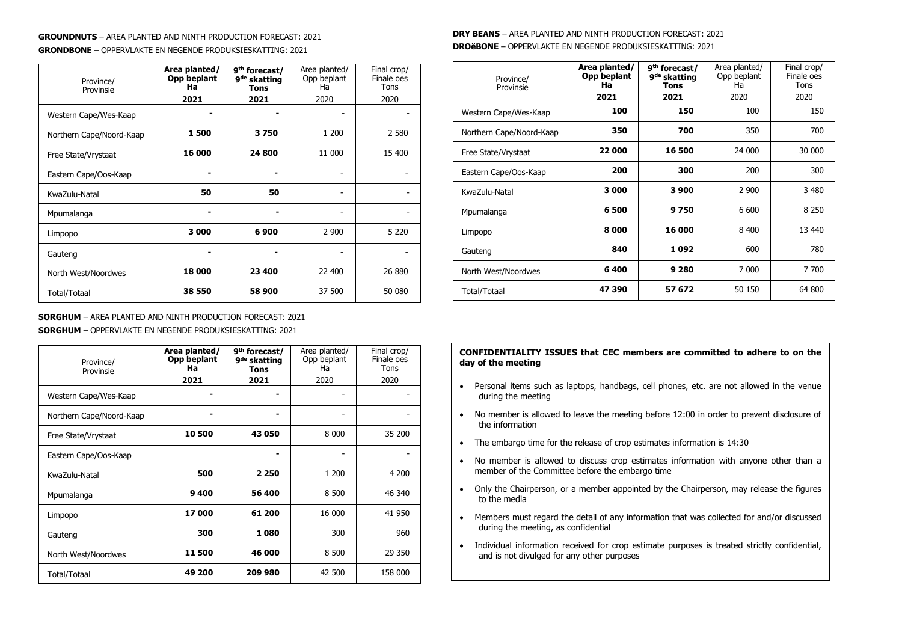**GROUNDNUTS** – AREA PLANTED AND NINTH PRODUCTION FORECAST: 2021

**GRONDBONE** – OPPERVLAKTE EN NEGENDE PRODUKSIESKATTING: 2021

| Province/ Provinsie | **Area planted/ Opp beplant Ha 2021** | **9th forecast/ 9de skatting Tons 2021** | Area planted/ Opp beplant Ha 2020 | Final crop/ Finale oes Tons 2020 |
|---|---|---|---|---|
| Western Cape/Wes-Kaap | **-** | **-** | - | - |
| Northern Cape/Noord-Kaap | **1 500** | **3 750** | 1 200 | 2 580 |
| Free State/Vrystaat | **16 000** | **24 800** | 11 000 | 15 400 |
| Eastern Cape/Oos-Kaap | **-** | **-** | - | - |
| KwaZulu-Natal | **50** | **50** | - | - |
| Mpumalanga | **-** | **-** | - | - |
| Limpopo | **3 000** | **6 900** | 2 900 | 5 220 |
| Gauteng | **-** | **-** | - | - |
| North West/Noordwes | **18 000** | **23 400** | 22 400 | 26 880 |
| Total/Totaal | **38 550** | **58 900** | 37 500 | 50 080 |

**SORGHUM** – AREA PLANTED AND NINTH PRODUCTION FORECAST: 2021

**SORGHUM** – OPPERVLAKTE EN NEGENDE PRODUKSIESKATTING: 2021

| Province/ Provinsie | **Area planted/ Opp beplant Ha 2021** | **9th forecast/ 9de skatting Tons 2021** | Area planted/ Opp beplant Ha 2020 | Final crop/ Finale oes Tons 2020 |
|---|---|---|---|---|
| Western Cape/Wes-Kaap | **-** | **-** | - | - |
| Northern Cape/Noord-Kaap | **-** | **-** | - | - |
| Free State/Vrystaat | **10 500** | **43 050** | 8 000 | 35 200 |
| Eastern Cape/Oos-Kaap | | **-** | - | - |
| KwaZulu-Natal | **500** | **2 250** | 1 200 | 4 200 |
| Mpumalanga | **9 400** | **56 400** | 8 500 | 46 340 |
| Limpopo | **17 000** | **61 200** | 16 000 | 41 950 |
| Gauteng | **300** | **1 080** | 300 | 960 |
| North West/Noordwes | **11 500** | **46 000** | 8 500 | 29 350 |
| Total/Totaal | **49 200** | **209 980** | 42 500 | 158 000 |

**DRY BEANS** – AREA PLANTED AND NINTH PRODUCTION FORECAST: 2021

**DROëBONE** – OPPERVLAKTE EN NEGENDE PRODUKSIESKATTING: 2021

| Province/ Provinsie | **Area planted/ Opp beplant Ha 2021** | **9th forecast/ 9de skatting Tons 2021** | Area planted/ Opp beplant Ha 2020 | Final crop/ Finale oes Tons 2020 |
|---|---|---|---|---|
| Western Cape/Wes-Kaap | **100** | **150** | 100 | 150 |
| Northern Cape/Noord-Kaap | **350** | **700** | 350 | 700 |
| Free State/Vrystaat | **22 000** | **16 500** | 24 000 | 30 000 |
| Eastern Cape/Oos-Kaap | **200** | **300** | 200 | 300 |
| KwaZulu-Natal | **3 000** | **3 900** | 2 900 | 3 480 |
| Mpumalanga | **6 500** | **9 750** | 6 600 | 8 250 |
| Limpopo | **8 000** | **16 000** | 8 400 | 13 440 |
| Gauteng | **840** | **1 092** | 600 | 780 |
| North West/Noordwes | **6 400** | **9 280** | 7 000 | 7 700 |
| Total/Totaal | **47 390** | **57 672** | 50 150 | 64 800 |

**CONFIDENTIALITY ISSUES that CEC members are committed to adhere to on the day of the meeting**

- Personal items such as laptops, handbags, cell phones, etc. are not allowed in the venue during the meeting
- No member is allowed to leave the meeting before 12:00 in order to prevent disclosure of the information
- The embargo time for the release of crop estimates information is 14:30
- No member is allowed to discuss crop estimates information with anyone other than a member of the Committee before the embargo time
- Only the Chairperson, or a member appointed by the Chairperson, may release the figures to the media
- Members must regard the detail of any information that was collected for and/or discussed during the meeting, as confidential
- Individual information received for crop estimate purposes is treated strictly confidential, and is not divulged for any other purposes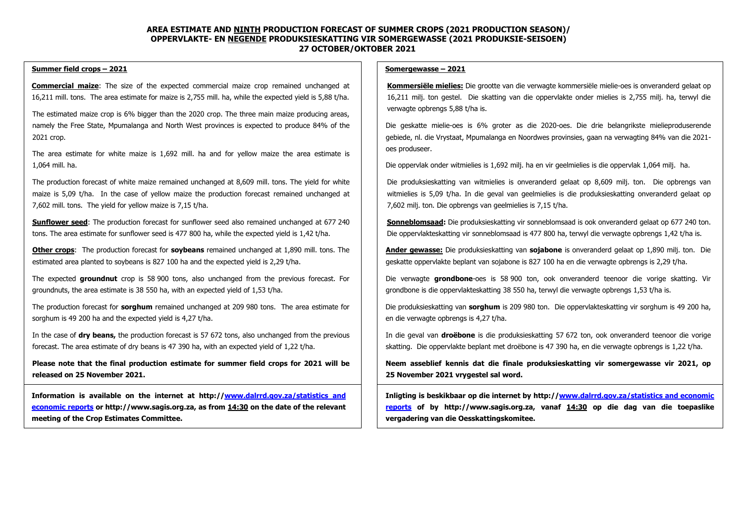# AREA ESTIMATE AND NINTH PRODUCTION FORECAST OF SUMMER CROPS (2021 PRODUCTION SEASON)/ OPPERVLAKTE- EN NEGENDE PRODUKSIESKATTING VIR SOMERGEWASSE (2021 PRODUKSIE-SEISOEN) 27 OCTOBER/OKTOBER 2021

## Summer field crops – 2021

**Commercial maize**: The size of the expected commercial maize crop remained unchanged at 16,211 mill. tons. The area estimate for maize is 2,755 mill. ha, while the expected yield is 5,88 t/ha.

The estimated maize crop is 6% bigger than the 2020 crop. The three main maize producing areas, namely the Free State, Mpumalanga and North West provinces is expected to produce 84% of the 2021 crop.

The area estimate for white maize is 1,692 mill. ha and for yellow maize the area estimate is 1,064 mill. ha.

The production forecast of white maize remained unchanged at 8,609 mill. tons. The yield for white maize is 5,09 t/ha. In the case of yellow maize the production forecast remained unchanged at 7,602 mill. tons. The yield for yellow maize is 7,15 t/ha.

**Sunflower seed**: The production forecast for sunflower seed also remained unchanged at 677 240 tons. The area estimate for sunflower seed is 477 800 ha, while the expected yield is 1,42 t/ha.

**Other crops**: The production forecast for **soybeans** remained unchanged at 1,890 mill. tons. The estimated area planted to soybeans is 827 100 ha and the expected yield is 2,29 t/ha.

The expected **groundnut** crop is 58 900 tons, also unchanged from the previous forecast. For groundnuts, the area estimate is 38 550 ha, with an expected yield of 1,53 t/ha.

The production forecast for **sorghum** remained unchanged at 209 980 tons. The area estimate for sorghum is 49 200 ha and the expected yield is 4,27 t/ha.

In the case of **dry beans,** the production forecast is 57 672 tons, also unchanged from the previous forecast. The area estimate of dry beans is 47 390 ha, with an expected yield of 1,22 t/ha.

**Please note that the final production estimate for summer field crops for 2021 will be released on 25 November 2021.**

**Information is available on the internet at http://www.dalrrd.gov.za/statistics and economic reports or http://www.sagis.org.za, as from 14:30 on the date of the relevant meeting of the Crop Estimates Committee.**

## Somergewasse – 2021

**Kommersiële mielies:** Die grootte van die verwagte kommersiële mielie-oes is onveranderd gelaat op 16,211 milj. ton gestel. Die skatting van die oppervlakte onder mielies is 2,755 milj. ha, terwyl die verwagte opbrengs 5,88 t/ha is.

Die geskatte mielie-oes is 6% groter as die 2020-oes. Die drie belangrikste mielieproduserende gebiede, nl. die Vrystaat, Mpumalanga en Noordwes provinsies, gaan na verwagting 84% van die 2021-oes produseer.

Die oppervlak onder witmielies is 1,692 milj. ha en vir geelmielies is die oppervlak 1,064 milj. ha.

Die produksieskatting van witmielies is onveranderd gelaat op 8,609 milj. ton. Die opbrengs van witmielies is 5,09 t/ha. In die geval van geelmielies is die produksieskatting onveranderd gelaat op 7,602 milj. ton. Die opbrengs van geelmielies is 7,15 t/ha.

**Sonneblomsaad:** Die produksieskatting vir sonneblomsaad is ook onveranderd gelaat op 677 240 ton. Die oppervlakteskatting vir sonneblomsaad is 477 800 ha, terwyl die verwagte opbrengs 1,42 t/ha is.

**Ander gewasse:** Die produksieskatting van **sojabone** is onveranderd gelaat op 1,890 milj. ton. Die geskatte oppervlakte beplant van sojabone is 827 100 ha en die verwagte opbrengs is 2,29 t/ha.

Die verwagte **grondbone**-oes is 58 900 ton, ook onveranderd teenoor die vorige skatting. Vir grondbone is die oppervlakteskatting 38 550 ha, terwyl die verwagte opbrengs 1,53 t/ha is.

Die produksieskatting van **sorghum** is 209 980 ton. Die oppervlakteskatting vir sorghum is 49 200 ha, en die verwagte opbrengs is 4,27 t/ha.

In die geval van **droëbone** is die produksieskatting 57 672 ton, ook onveranderd teenoor die vorige skatting. Die oppervlakte beplant met droëbone is 47 390 ha, en die verwagte opbrengs is 1,22 t/ha.

**Neem asseblief kennis dat die finale produksieskatting vir somergewasse vir 2021, op 25 November 2021 vrygestel sal word.**

**Inligting is beskikbaar op die internet by http://www.dalrrd.gov.za/statistics and economic reports of by http://www.sagis.org.za, vanaf 14:30 op die dag van die toepaslike vergadering van die Oesskattingskomitee.**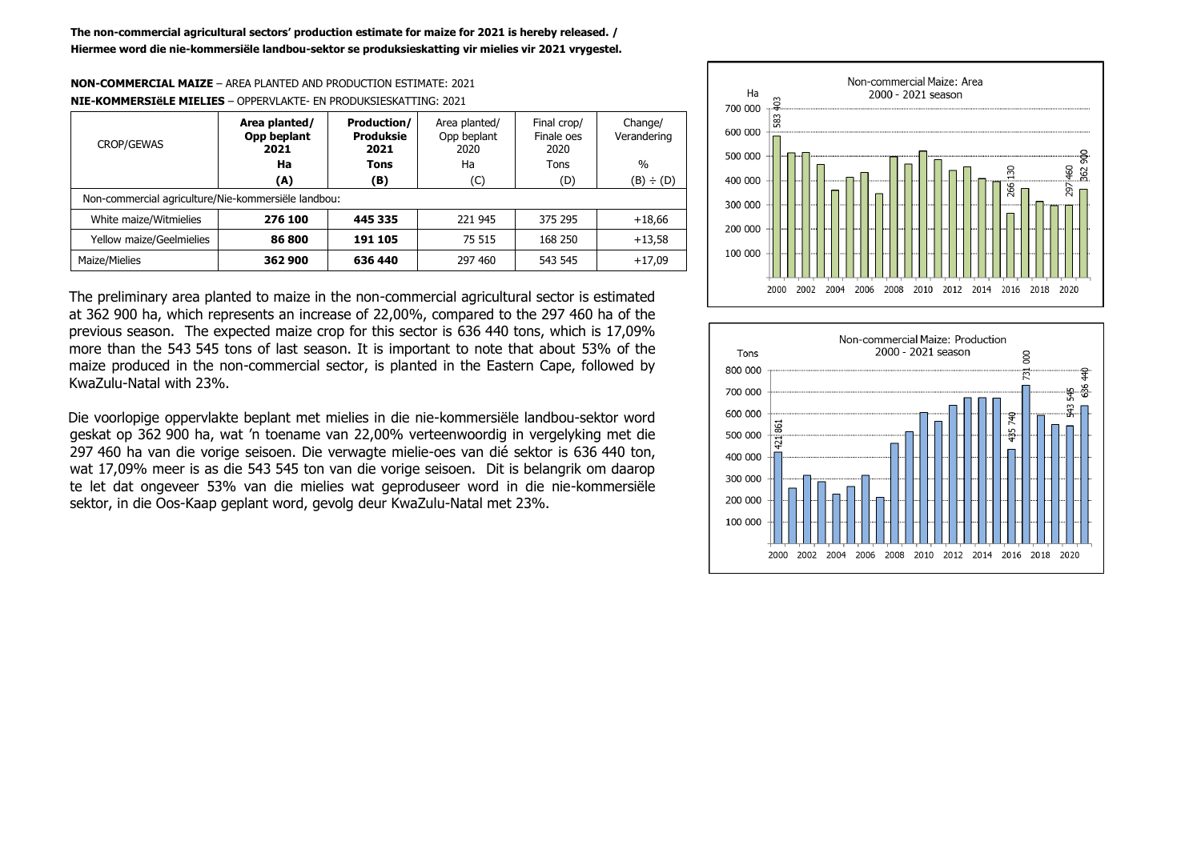**The non-commercial agricultural sectors' production estimate for maize for 2021 is hereby released. / Hiermee word die nie-kommersiële landbou-sektor se produksieskatting vir mielies vir 2021 vrygestel.**

**NON-COMMERCIAL MAIZE** – AREA PLANTED AND PRODUCTION ESTIMATE: 2021
**NIE-KOMMERSIëLE MIELIES** – OPPERVLAKTE- EN PRODUKSIESKATTING: 2021

| CROP/GEWAS | Area planted/ Opp beplant 2021 Ha (A) | Production/ Produksie 2021 Tons (B) | Area planted/ Opp beplant 2020 Ha (C) | Final crop/ Finale oes 2020 Tons (D) | Change/ Verandering % (B) ÷ (D) |
|---|---|---|---|---|---|
| Non-commercial agriculture/Nie-kommersiële landbou: | | | | | |
| White maize/Witmielies | **276 100** | **445 335** | 221 945 | 375 295 | +18,66 |
| Yellow maize/Geelmielies | **86 800** | **191 105** | 75 515 | 168 250 | +13,58 |
| Maize/Mielies | **362 900** | **636 440** | 297 460 | 543 545 | +17,09 |

The preliminary area planted to maize in the non-commercial agricultural sector is estimated at 362 900 ha, which represents an increase of 22,00%, compared to the 297 460 ha of the previous season. The expected maize crop for this sector is 636 440 tons, which is 17,09% more than the 543 545 tons of last season. It is important to note that about 53% of the maize produced in the non-commercial sector, is planted in the Eastern Cape, followed by KwaZulu-Natal with 23%.

Die voorlopige oppervlakte beplant met mielies in die nie-kommersiële landbou-sektor word geskat op 362 900 ha, wat 'n toename van 22,00% verteenwoordig in vergelyking met die 297 460 ha van die vorige seisoen. Die verwagte mielie-oes van dié sektor is 636 440 ton, wat 17,09% meer is as die 543 545 ton van die vorige seisoen. Dit is belangrik om daarop te let dat ongeveer 53% van die mielies wat geproduseer word in die nie-kommersiële sektor, in die Oos-Kaap geplant word, gevolg deur KwaZulu-Natal met 23%.

Non-commercial Maize: Area
2000 - 2021 season

Non-commercial Maize: Production
2000 - 2021 season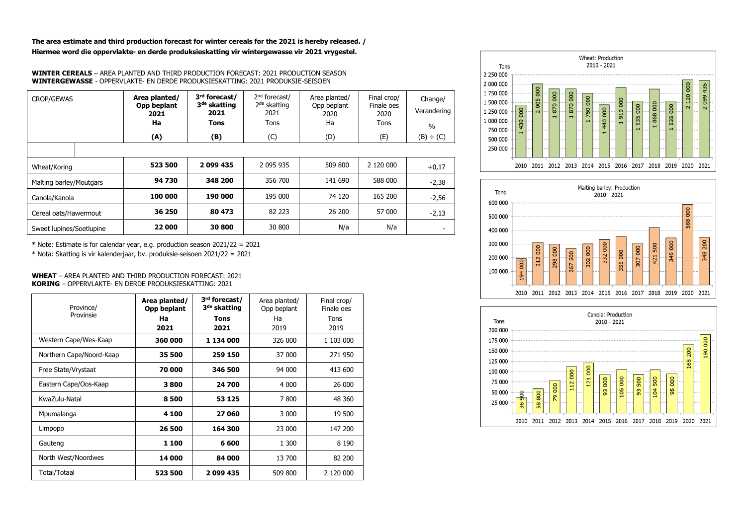**The area estimate and third production forecast for winter cereals for the 2021 is hereby released. /**
**Hiermee word die oppervlakte- en derde produksieskatting vir wintergewasse vir 2021 vrygestel.**

**WINTER CEREALS** – AREA PLANTED AND THIRD PRODUCTION FORECAST: 2021 PRODUCTION SEASON
**WINTERGEWASSE** - OPPERVLAKTE- EN DERDE PRODUKSIESKATTING: 2021 PRODUKSIE-SEISOEN

| CROP/GEWAS | **Area planted/ Opp beplant 2021 Ha (A)** | **3rd forecast/ 3de skatting 2021 Tons (B)** | 2nd forecast/ 2de skatting 2021 Tons (C) | Area planted/ Opp beplant 2020 Ha (D) | Final crop/ Finale oes 2020 Tons (E) | Change/ Verandering % (B) ÷ (C) |
|---|---|---|---|---|---|---|
| Wheat/Koring | **523 500** | **2 099 435** | 2 095 935 | 509 800 | 2 120 000 | +0,17 |
| Malting barley/Moutgars | **94 730** | **348 200** | 356 700 | 141 690 | 588 000 | -2,38 |
| Canola/Kanola | **100 000** | **190 000** | 195 000 | 74 120 | 165 200 | -2,56 |
| Cereal oats/Hawermout | **36 250** | **80 473** | 82 223 | 26 200 | 57 000 | -2,13 |
| Sweet lupines/Soetlupine | **22 000** | **30 800** | 30 800 | N/a | N/a | - |

* Note: Estimate is for calendar year, e.g. production season 2021/22 = 2021
* Nota: Skatting is vir kalenderjaar, bv. produksie-seisoen 2021/22 = 2021

**WHEAT** – AREA PLANTED AND THIRD PRODUCTION FORECAST: 2021
**KORING** – OPPERVLAKTE- EN DERDE PRODUKSIESKATTING: 2021

| Province/ Provinsie | **Area planted/ Opp beplant Ha 2021** | **3rd forecast/ 3de skatting Tons 2021** | Area planted/ Opp beplant Ha 2019 | Final crop/ Finale oes Tons 2019 |
|---|---|---|---|---|
| Western Cape/Wes-Kaap | **360 000** | **1 134 000** | 326 000 | 1 103 000 |
| Northern Cape/Noord-Kaap | **35 500** | **259 150** | 37 000 | 271 950 |
| Free State/Vrystaat | **70 000** | **346 500** | 94 000 | 413 600 |
| Eastern Cape/Oos-Kaap | **3 800** | **24 700** | 4 000 | 26 000 |
| KwaZulu-Natal | **8 500** | **53 125** | 7 800 | 48 360 |
| Mpumalanga | **4 100** | **27 060** | 3 000 | 19 500 |
| Limpopo | **26 500** | **164 300** | 23 000 | 147 200 |
| Gauteng | **1 100** | **6 600** | 1 300 | 8 190 |
| North West/Noordwes | **14 000** | **84 000** | 13 700 | 82 200 |
| Total/Totaal | **523 500** | **2 099 435** | 509 800 | 2 120 000 |

Wheat: Production 2010 - 2021 (Tons)

| 2010 | 2011 | 2012 | 2013 | 2014 | 2015 | 2016 | 2017 | 2018 | 2019 | 2020 | 2021 |
|---|---|---|---|---|---|---|---|---|---|---|---|
| 1 430 000 | 2 005 000 | 1 870 000 | 1 870 000 | 1 750 000 | 1 440 000 | 1 910 000 | 1 535 000 | 1 868 000 | 1 535 000 | 2 120 000 | 2 099 435 |

Malting barley: Production 2010 - 2021 (Tons)

| 2010 | 2011 | 2012 | 2013 | 2014 | 2015 | 2016 | 2017 | 2018 | 2019 | 2020 | 2021 |
|---|---|---|---|---|---|---|---|---|---|---|---|
| 194 000 | 312 000 | 298 000 | 267 500 | 302 000 | 332 000 | 355 000 | 307 000 | 421 500 | 345 000 | 588 000 | 348 200 |

Canola: Production 2010 - 2021 (Tons)

| 2010 | 2011 | 2012 | 2013 | 2014 | 2015 | 2016 | 2017 | 2018 | 2019 | 2020 | 2021 |
|---|---|---|---|---|---|---|---|---|---|---|---|
| 36 900 | 58 800 | 79 000 | 112 000 | 121 000 | 93 000 | 105 000 | 93 500 | 104 500 | 95 000 | 165 200 | 190 000 |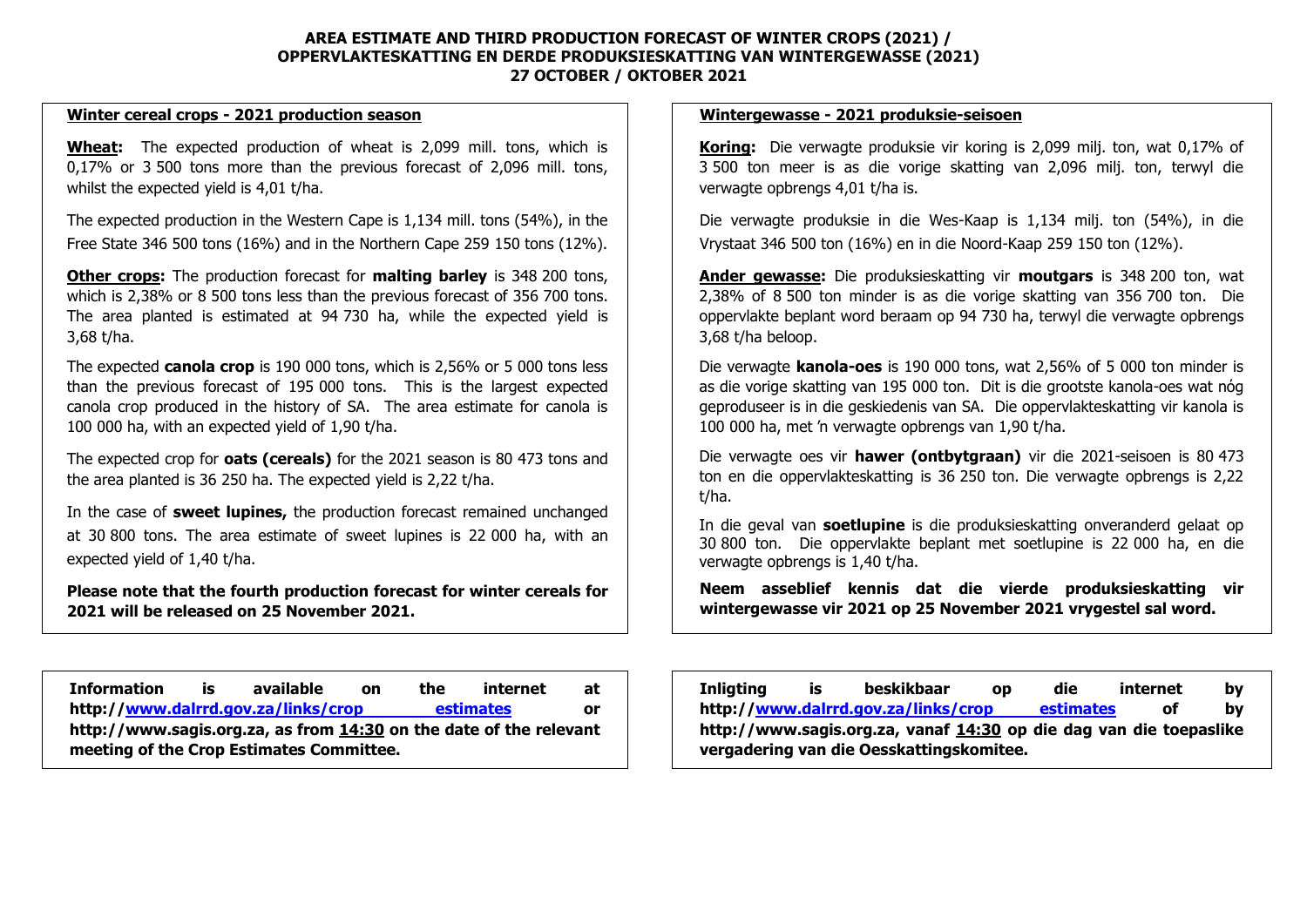# AREA ESTIMATE AND THIRD PRODUCTION FORECAST OF WINTER CROPS (2021) / OPPERVLAKTESKATTING EN DERDE PRODUKSIESKATTING VAN WINTERGEWASSE (2021)

**27 OCTOBER / OKTOBER 2021**

## Winter cereal crops - 2021 production season

**Wheat:** The expected production of wheat is 2,099 mill. tons, which is 0,17% or 3 500 tons more than the previous forecast of 2,096 mill. tons, whilst the expected yield is 4,01 t/ha.

The expected production in the Western Cape is 1,134 mill. tons (54%), in the Free State 346 500 tons (16%) and in the Northern Cape 259 150 tons (12%).

**Other crops:** The production forecast for **malting barley** is 348 200 tons, which is 2,38% or 8 500 tons less than the previous forecast of 356 700 tons. The area planted is estimated at 94 730 ha, while the expected yield is 3,68 t/ha.

The expected **canola crop** is 190 000 tons, which is 2,56% or 5 000 tons less than the previous forecast of 195 000 tons. This is the largest expected canola crop produced in the history of SA. The area estimate for canola is 100 000 ha, with an expected yield of 1,90 t/ha.

The expected crop for **oats (cereals)** for the 2021 season is 80 473 tons and the area planted is 36 250 ha. The expected yield is 2,22 t/ha.

In the case of **sweet lupines,** the production forecast remained unchanged at 30 800 tons. The area estimate of sweet lupines is 22 000 ha, with an expected yield of 1,40 t/ha.

**Please note that the fourth production forecast for winter cereals for 2021 will be released on 25 November 2021.**

**Information is available on the internet at http://www.dalrrd.gov.za/links/crop estimates or http://www.sagis.org.za, as from 14:30 on the date of the relevant meeting of the Crop Estimates Committee.**

## Wintergewasse - 2021 produksie-seisoen

**Koring:** Die verwagte produksie vir koring is 2,099 milj. ton, wat 0,17% of 3 500 ton meer is as die vorige skatting van 2,096 milj. ton, terwyl die verwagte opbrengs 4,01 t/ha is.

Die verwagte produksie in die Wes-Kaap is 1,134 milj. ton (54%), in die Vrystaat 346 500 ton (16%) en in die Noord-Kaap 259 150 ton (12%).

**Ander gewasse:** Die produksieskatting vir **moutgars** is 348 200 ton, wat 2,38% of 8 500 ton minder is as die vorige skatting van 356 700 ton. Die oppervlakte beplant word beraam op 94 730 ha, terwyl die verwagte opbrengs 3,68 t/ha beloop.

Die verwagte **kanola-oes** is 190 000 tons, wat 2,56% of 5 000 ton minder is as die vorige skatting van 195 000 ton. Dit is die grootste kanola-oes wat nóg geproduseer is in die geskiedenis van SA. Die oppervlakteskatting vir kanola is 100 000 ha, met 'n verwagte opbrengs van 1,90 t/ha.

Die verwagte oes vir **hawer (ontbytgraan)** vir die 2021-seisoen is 80 473 ton en die oppervlakteskatting is 36 250 ton. Die verwagte opbrengs is 2,22 t/ha.

In die geval van **soetlupine** is die produksieskatting onveranderd gelaat op 30 800 ton. Die oppervlakte beplant met soetlupine is 22 000 ha, en die verwagte opbrengs is 1,40 t/ha.

**Neem asseblief kennis dat die vierde produksieskatting vir wintergewasse vir 2021 op 25 November 2021 vrygestel sal word.**

**Inligting is beskikbaar op die internet by http://www.dalrrd.gov.za/links/crop estimates of by http://www.sagis.org.za, vanaf 14:30 op die dag van die toepaslike vergadering van die Oesskattingskomitee.**